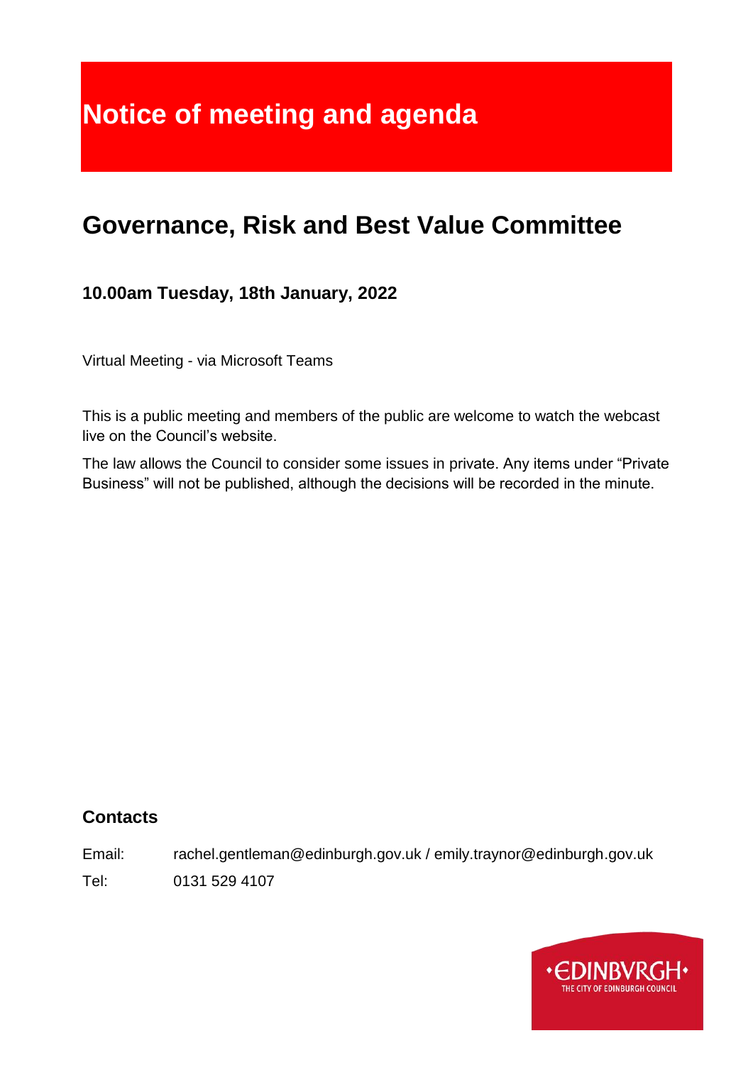# Notice of meeting and agenda

## Governance, Risk and Best Value Committee

### 10.00am Tuesday, 18th January, 2022

Virtual Meeting - via Microsoft Teams

This is a public meeting and members of the public are welcome to watch the webcast live on the Council's website.

The law allows the Council to consider some issues in private. Any items under "Private Business" will not be published, although the decisions will be recorded in the minute.

### Contacts

Email: rachel.gentleman@edinburgh.gov.uk / emily.traynor@edinburgh.gov.uk

Tel: 0131 529 4107

•EDINBVRGH•
THE CITY OF EDINBURGH COUNCIL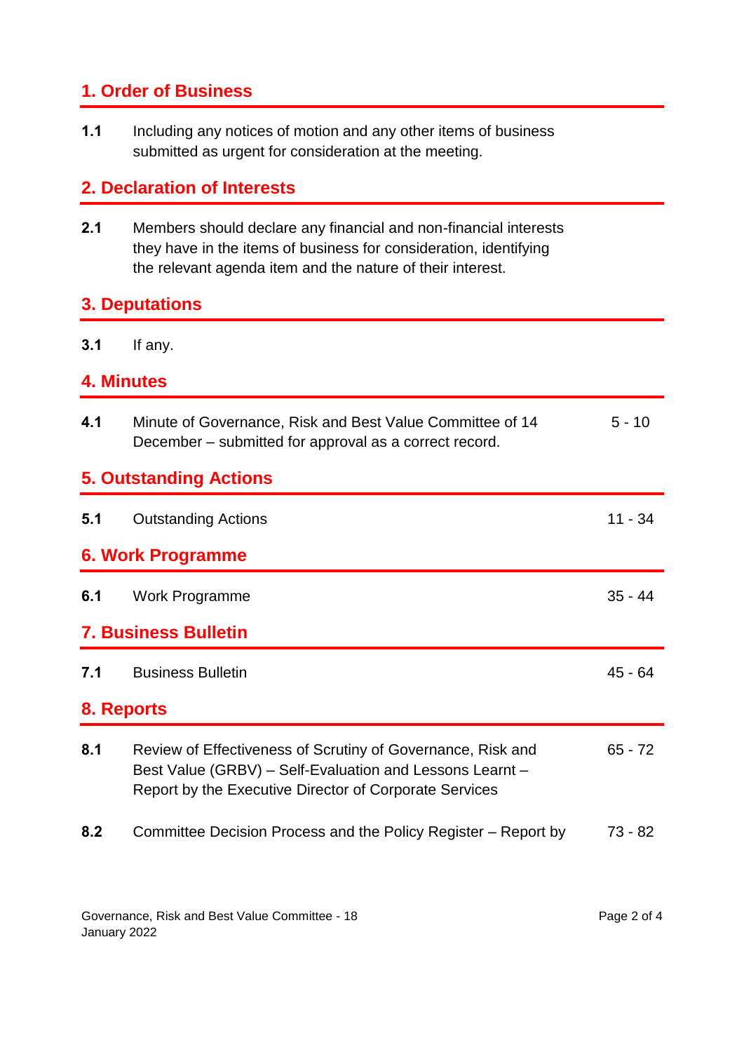## 1. Order of Business

**1.1** Including any notices of motion and any other items of business submitted as urgent for consideration at the meeting.

## 2. Declaration of Interests

**2.1** Members should declare any financial and non-financial interests they have in the items of business for consideration, identifying the relevant agenda item and the nature of their interest.

## 3. Deputations

**3.1** If any.

## 4. Minutes

| | | |
|---|---|---|
| **4.1** | Minute of Governance, Risk and Best Value Committee of 14 December – submitted for approval as a correct record. | 5 - 10 |

## 5. Outstanding Actions

| | | |
|---|---|---|
| **5.1** | Outstanding Actions | 11 - 34 |

## 6. Work Programme

| | | |
|---|---|---|
| **6.1** | Work Programme | 35 - 44 |

## 7. Business Bulletin

| | | |
|---|---|---|
| **7.1** | Business Bulletin | 45 - 64 |

## 8. Reports

| | | |
|---|---|---|
| **8.1** | Review of Effectiveness of Scrutiny of Governance, Risk and Best Value (GRBV) – Self-Evaluation and Lessons Learnt – Report by the Executive Director of Corporate Services | 65 - 72 |
| **8.2** | Committee Decision Process and the Policy Register – Report by | 73 - 82 |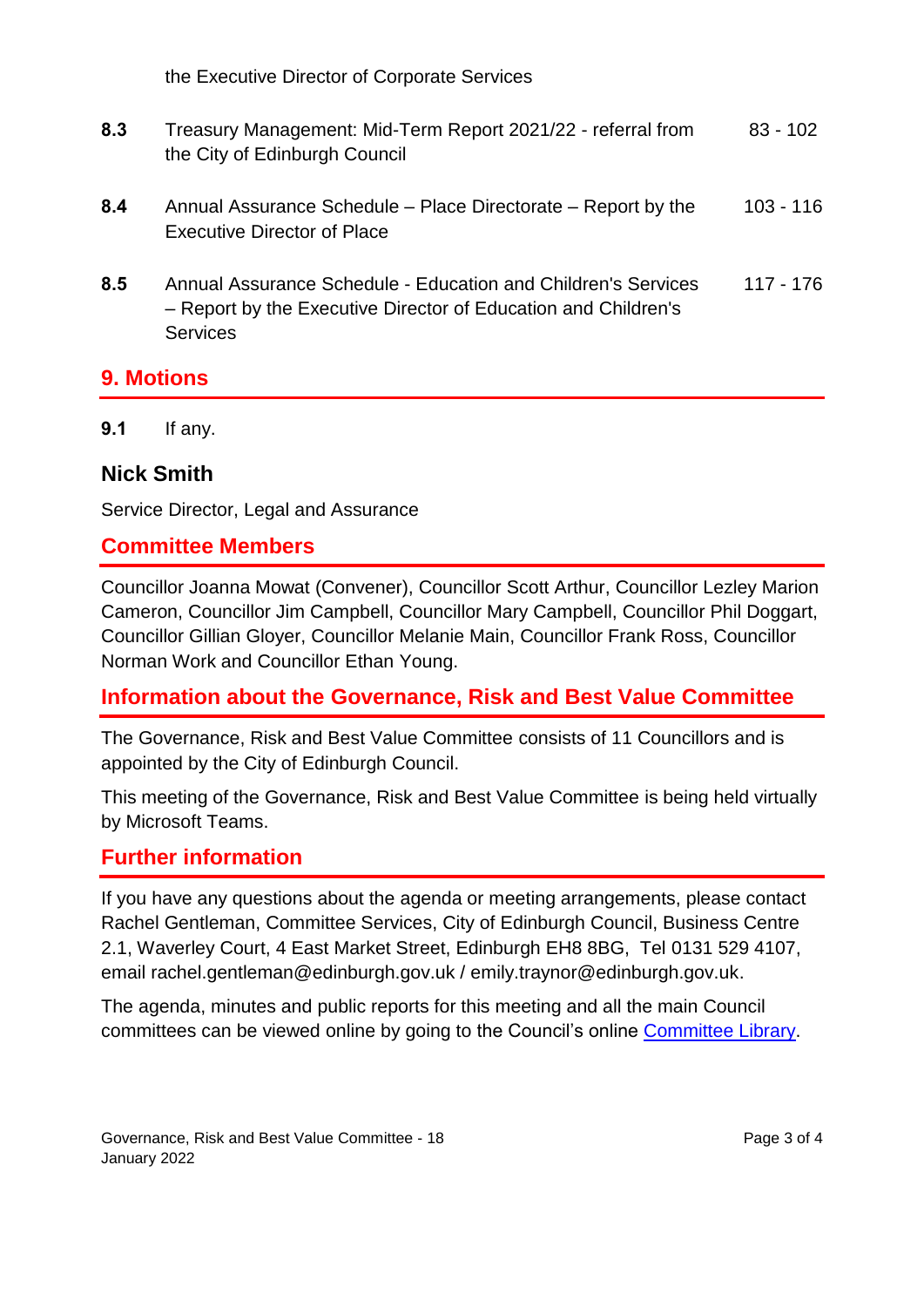the Executive Director of Corporate Services

| | | |
|---|---|---|
| **8.3** | Treasury Management: Mid-Term Report 2021/22 - referral from the City of Edinburgh Council | 83 - 102 |
| **8.4** | Annual Assurance Schedule – Place Directorate – Report by the Executive Director of Place | 103 - 116 |
| **8.5** | Annual Assurance Schedule - Education and Children's Services – Report by the Executive Director of Education and Children's Services | 117 - 176 |

## 9. Motions

**9.1** If any.

### Nick Smith

Service Director, Legal and Assurance

## Committee Members

Councillor Joanna Mowat (Convener), Councillor Scott Arthur, Councillor Lezley Marion Cameron, Councillor Jim Campbell, Councillor Mary Campbell, Councillor Phil Doggart, Councillor Gillian Gloyer, Councillor Melanie Main, Councillor Frank Ross, Councillor Norman Work and Councillor Ethan Young.

## Information about the Governance, Risk and Best Value Committee

The Governance, Risk and Best Value Committee consists of 11 Councillors and is appointed by the City of Edinburgh Council.

This meeting of the Governance, Risk and Best Value Committee is being held virtually by Microsoft Teams.

## Further information

If you have any questions about the agenda or meeting arrangements, please contact Rachel Gentleman, Committee Services, City of Edinburgh Council, Business Centre 2.1, Waverley Court, 4 East Market Street, Edinburgh EH8 8BG, Tel 0131 529 4107, email rachel.gentleman@edinburgh.gov.uk / emily.traynor@edinburgh.gov.uk.

The agenda, minutes and public reports for this meeting and all the main Council committees can be viewed online by going to the Council's online Committee Library.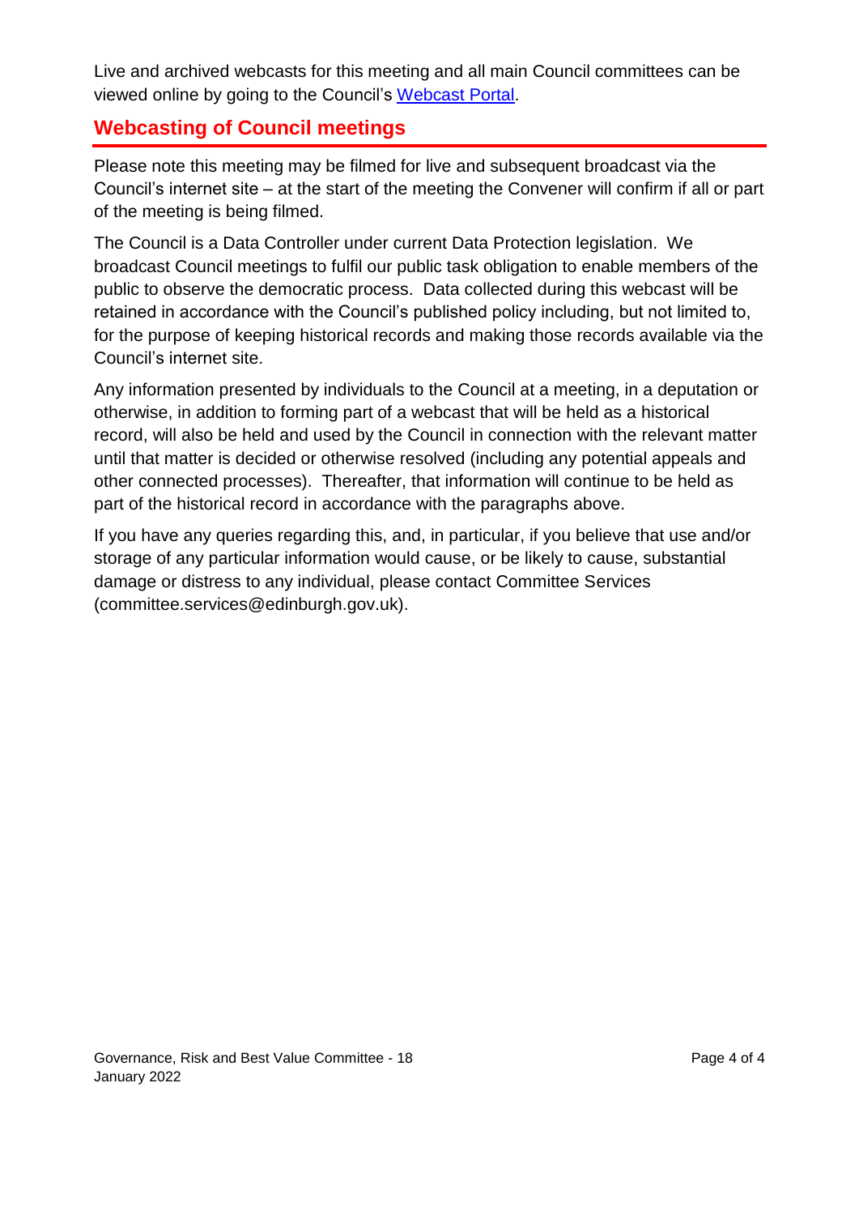Live and archived webcasts for this meeting and all main Council committees can be viewed online by going to the Council's Webcast Portal.

## Webcasting of Council meetings

Please note this meeting may be filmed for live and subsequent broadcast via the Council's internet site – at the start of the meeting the Convener will confirm if all or part of the meeting is being filmed.

The Council is a Data Controller under current Data Protection legislation. We broadcast Council meetings to fulfil our public task obligation to enable members of the public to observe the democratic process. Data collected during this webcast will be retained in accordance with the Council's published policy including, but not limited to, for the purpose of keeping historical records and making those records available via the Council's internet site.

Any information presented by individuals to the Council at a meeting, in a deputation or otherwise, in addition to forming part of a webcast that will be held as a historical record, will also be held and used by the Council in connection with the relevant matter until that matter is decided or otherwise resolved (including any potential appeals and other connected processes). Thereafter, that information will continue to be held as part of the historical record in accordance with the paragraphs above.

If you have any queries regarding this, and, in particular, if you believe that use and/or storage of any particular information would cause, or be likely to cause, substantial damage or distress to any individual, please contact Committee Services (committee.services@edinburgh.gov.uk).